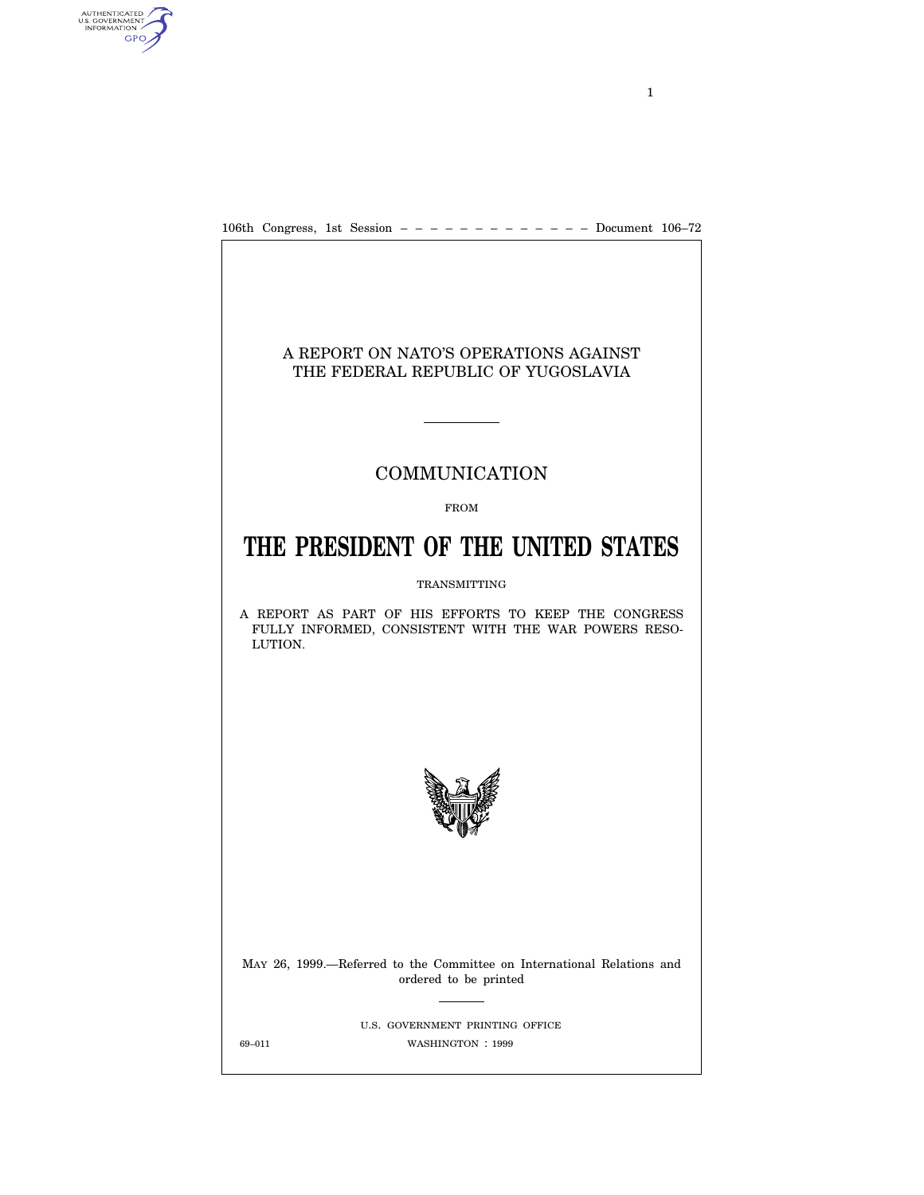106th Congress, 1st Session – – – – – – – – – – – – – Document 106–72

# A REPORT ON NATO'S OPERATIONS AGAINST THE FEDERAL REPUBLIC OF YUGOSLAVIA

## COMMUNICATION

FROM

# THE PRESIDENT OF THE UNITED STATES

TRANSMITTING

A REPORT AS PART OF HIS EFFORTS TO KEEP THE CONGRESS FULLY INFORMED, CONSISTENT WITH THE WAR POWERS RESOLUTION.

MAY 26, 1999.—Referred to the Committee on International Relations and ordered to be printed

U.S. GOVERNMENT PRINTING OFFICE

69–011 WASHINGTON : 1999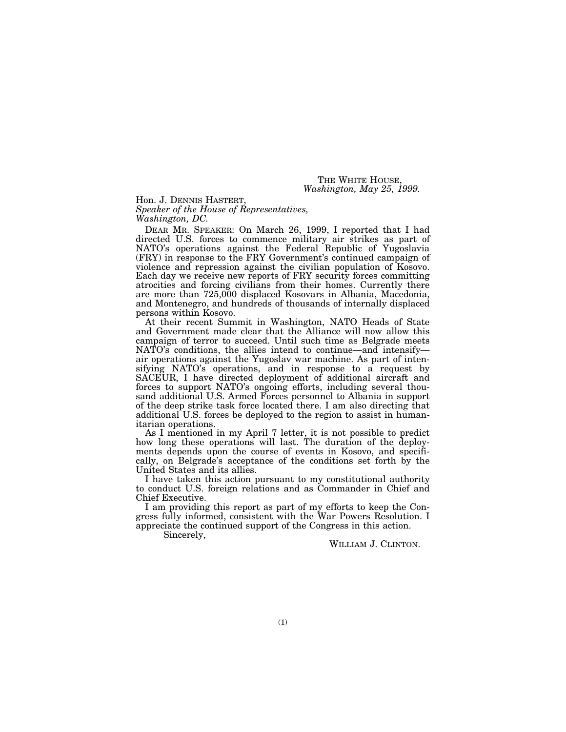THE WHITE HOUSE,
*Washington, May 25, 1999.*

Hon. J. DENNIS HASTERT,
*Speaker of the House of Representatives,*
*Washington, DC.*

DEAR MR. SPEAKER: On March 26, 1999, I reported that I had directed U.S. forces to commence military air strikes as part of NATO's operations against the Federal Republic of Yugoslavia (FRY) in response to the FRY Government's continued campaign of violence and repression against the civilian population of Kosovo. Each day we receive new reports of FRY security forces committing atrocities and forcing civilians from their homes. Currently there are more than 725,000 displaced Kosovars in Albania, Macedonia, and Montenegro, and hundreds of thousands of internally displaced persons within Kosovo.

At their recent Summit in Washington, NATO Heads of State and Government made clear that the Alliance will now allow this campaign of terror to succeed. Until such time as Belgrade meets NATO's conditions, the allies intend to continue—and intensify—air operations against the Yugoslav war machine. As part of intensifying NATO's operations, and in response to a request by SACEUR, I have directed deployment of additional aircraft and forces to support NATO's ongoing efforts, including several thousand additional U.S. Armed Forces personnel to Albania in support of the deep strike task force located there. I am also directing that additional U.S. forces be deployed to the region to assist in humanitarian operations.

As I mentioned in my April 7 letter, it is not possible to predict how long these operations will last. The duration of the deployments depends upon the course of events in Kosovo, and specifically, on Belgrade's acceptance of the conditions set forth by the United States and its allies.

I have taken this action pursuant to my constitutional authority to conduct U.S. foreign relations and as Commander in Chief and Chief Executive.

I am providing this report as part of my efforts to keep the Congress fully informed, consistent with the War Powers Resolution. I appreciate the continued support of the Congress in this action.

Sincerely,

WILLIAM J. CLINTON.